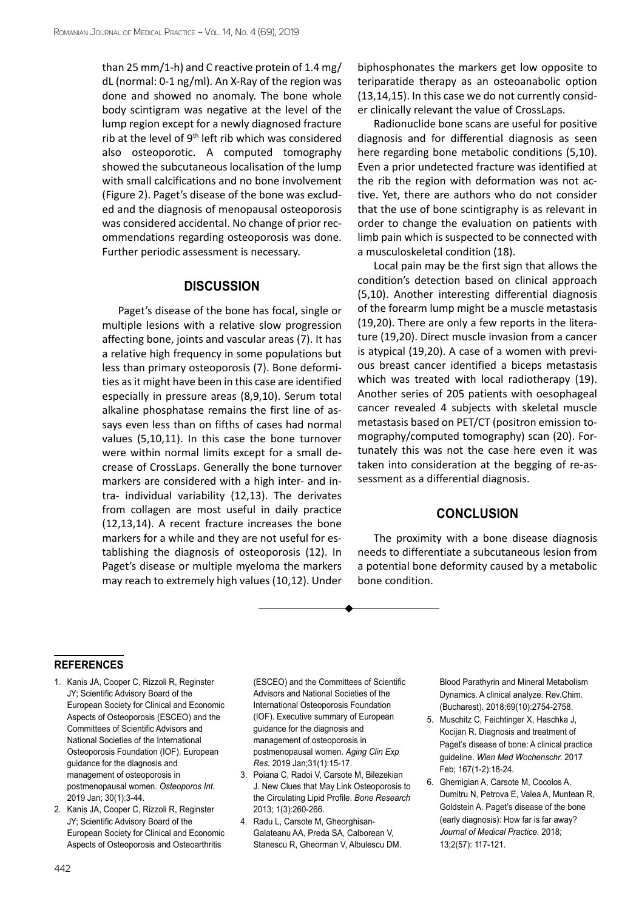than 25 mm/1-h) and C reactive protein of 1.4 mg/dL (normal: 0-1 ng/ml). An X-Ray of the region was done and showed no anomaly. The bone whole body scintigram was negative at the level of the lump region except for a newly diagnosed fracture rib at the level of 9th left rib which was considered also osteoporotic. A computed tomography showed the subcutaneous localisation of the lump with small calcifications and no bone involvement (Figure 2). Paget's disease of the bone was excluded and the diagnosis of menopausal osteoporosis was considered accidental. No change of prior recommendations regarding osteoporosis was done. Further periodic assessment is necessary.

## DISCUSSION

Paget's disease of the bone has focal, single or multiple lesions with a relative slow progression affecting bone, joints and vascular areas (7). It has a relative high frequency in some populations but less than primary osteoporosis (7). Bone deformities as it might have been in this case are identified especially in pressure areas (8,9,10). Serum total alkaline phosphatase remains the first line of assays even less than on fifths of cases had normal values (5,10,11). In this case the bone turnover were within normal limits except for a small decrease of CrossLaps. Generally the bone turnover markers are considered with a high inter- and intra- individual variability (12,13). The derivates from collagen are most useful in daily practice (12,13,14). A recent fracture increases the bone markers for a while and they are not useful for establishing the diagnosis of osteoporosis (12). In Paget's disease or multiple myeloma the markers may reach to extremely high values (10,12). Under biphosphonates the markers get low opposite to teriparatide therapy as an osteoanabolic option (13,14,15). In this case we do not currently consider clinically relevant the value of CrossLaps.

Radionuclide bone scans are useful for positive diagnosis and for differential diagnosis as seen here regarding bone metabolic conditions (5,10). Even a prior undetected fracture was identified at the rib the region with deformation was not active. Yet, there are authors who do not consider that the use of bone scintigraphy is as relevant in order to change the evaluation on patients with limb pain which is suspected to be connected with a musculoskeletal condition (18).

Local pain may be the first sign that allows the condition's detection based on clinical approach (5,10). Another interesting differential diagnosis of the forearm lump might be a muscle metastasis (19,20). There are only a few reports in the literature (19,20). Direct muscle invasion from a cancer is atypical (19,20). A case of a women with previous breast cancer identified a biceps metastasis which was treated with local radiotherapy (19). Another series of 205 patients with oesophageal cancer revealed 4 subjects with skeletal muscle metastasis based on PET/CT (positron emission tomography/computed tomography) scan (20). Fortunately this was not the case here even it was taken into consideration at the begging of re-assessment as a differential diagnosis.

## CONCLUSION

The proximity with a bone disease diagnosis needs to differentiate a subcutaneous lesion from a potential bone deformity caused by a metabolic bone condition.

## REFERENCES

1. Kanis JA, Cooper C, Rizzoli R, Reginster JY; Scientific Advisory Board of the European Society for Clinical and Economic Aspects of Osteoporosis (ESCEO) and the Committees of Scientific Advisors and National Societies of the International Osteoporosis Foundation (IOF). European guidance for the diagnosis and management of osteoporosis in postmenopausal women. *Osteoporos Int.* 2019 Jan; 30(1):3-44.
2. Kanis JA, Cooper C, Rizzoli R, Reginster JY; Scientific Advisory Board of the European Society for Clinical and Economic Aspects of Osteoporosis and Osteoarthritis (ESCEO) and the Committees of Scientific Advisors and National Societies of the International Osteoporosis Foundation (IOF). Executive summary of European guidance for the diagnosis and management of osteoporosis in postmenopausal women. *Aging Clin Exp Res.* 2019 Jan;31(1):15-17.
3. Poiana C, Radoi V, Carsote M, Bilezekian J. New Clues that May Link Osteoporosis to the Circulating Lipid Profile. *Bone Research* 2013; 1(3):260-266.
4. Radu L, Carsote M, Gheorghisan-Galateanu AA, Preda SA, Calborean V, Stanescu R, Gheorman V, Albulescu DM. Blood Parathyrin and Mineral Metabolism Dynamics. A clinical analyze. Rev.Chim. (Bucharest). 2018;69(10):2754-2758.
5. Muschitz C, Feichtinger X, Haschka J, Kocijan R. Diagnosis and treatment of Paget's disease of bone: A clinical practice guideline. *Wien Med Wochenschr.* 2017 Feb; 167(1-2):18-24.
6. Ghemigian A, Carsote M, Cocolos A, Dumitru N, Petrova E, Valea A, Muntean R, Goldstein A. Paget's disease of the bone (early diagnosis): How far is far away? *Journal of Medical Practice.* 2018; 13;2(57): 117-121.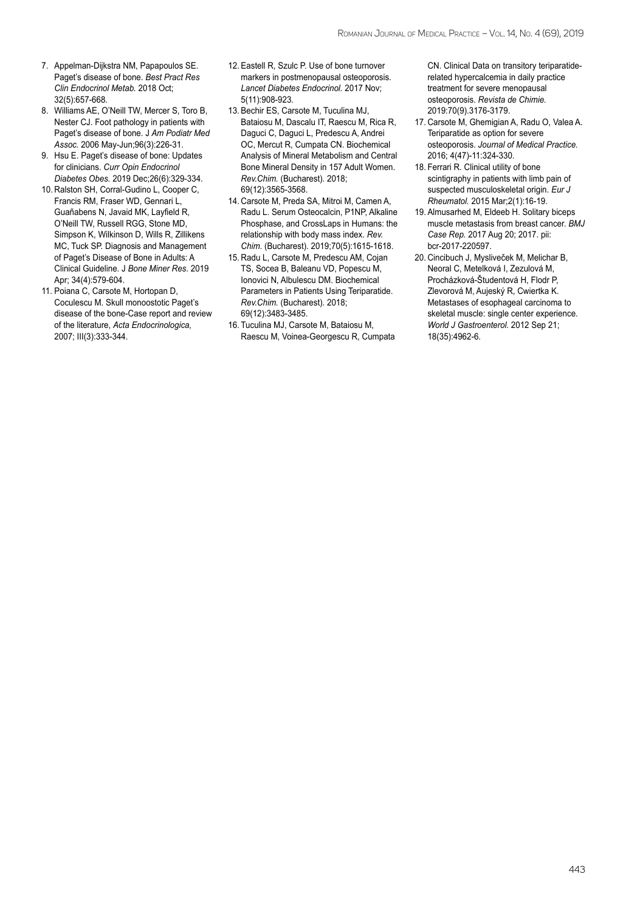7. Appelman-Dijkstra NM, Papapoulos SE. Paget's disease of bone. *Best Pract Res Clin Endocrinol Metab.* 2018 Oct; 32(5):657-668.
8. Williams AE, O'Neill TW, Mercer S, Toro B, Nester CJ. Foot pathology in patients with Paget's disease of bone. J *Am Podiatr Med Assoc.* 2006 May-Jun;96(3):226-31.
9. Hsu E. Paget's disease of bone: Updates for clinicians. *Curr Opin Endocrinol Diabetes Obes.* 2019 Dec;26(6):329-334.
10. Ralston SH, Corral-Gudino L, Cooper C, Francis RM, Fraser WD, Gennari L, Guañabens N, Javaid MK, Layfield R, O'Neill TW, Russell RGG, Stone MD, Simpson K, Wilkinson D, Wills R, Zillikens MC, Tuck SP. Diagnosis and Management of Paget's Disease of Bone in Adults: A Clinical Guideline. J *Bone Miner Res.* 2019 Apr; 34(4):579-604.
11. Poiana C, Carsote M, Hortopan D, Coculescu M. Skull monoostotic Paget's disease of the bone-Case report and review of the literature, *Acta Endocrinologica,* 2007; III(3):333-344.
12. Eastell R, Szulc P. Use of bone turnover markers in postmenopausal osteoporosis. *Lancet Diabetes Endocrinol.* 2017 Nov; 5(11):908-923.
13. Bechir ES, Carsote M, Tuculina MJ, Bataiosu M, Dascalu IT, Raescu M, Rica R, Daguci C, Daguci L, Predescu A, Andrei OC, Mercut R, Cumpata CN. Biochemical Analysis of Mineral Metabolism and Central Bone Mineral Density in 157 Adult Women. *Rev.Chim.* (Bucharest). 2018; 69(12):3565-3568.
14. Carsote M, Preda SA, Mitroi M, Camen A, Radu L. Serum Osteocalcin, P1NP, Alkaline Phosphase, and CrossLaps in Humans: the relationship with body mass index. *Rev. Chim.* (Bucharest). 2019;70(5):1615-1618.
15. Radu L, Carsote M, Predescu AM, Cojan TS, Socea B, Baleanu VD, Popescu M, Ionovici N, Albulescu DM. Biochemical Parameters in Patients Using Teriparatide. *Rev.Chim.* (Bucharest). 2018; 69(12):3483-3485.
16. Tuculina MJ, Carsote M, Bataiosu M, Raescu M, Voinea-Georgescu R, Cumpata CN. Clinical Data on transitory teriparatide-related hypercalcemia in daily practice treatment for severe menopausal osteoporosis. *Revista de Chimie.* 2019:70(9).3176-3179.
17. Carsote M, Ghemigian A, Radu O, Valea A. Teriparatide as option for severe osteoporosis. *Journal of Medical Practice.* 2016; 4(47)-11:324-330.
18. Ferrari R. Clinical utility of bone scintigraphy in patients with limb pain of suspected musculoskeletal origin. *Eur J Rheumatol.* 2015 Mar;2(1):16-19.
19. Almusarhed M, Eldeeb H. Solitary biceps muscle metastasis from breast cancer. *BMJ Case Rep.* 2017 Aug 20; 2017. pii: bcr-2017-220597.
20. Cincibuch J, Mysliveček M, Melichar B, Neoral C, Metelková I, Zezulová M, Procházková-Študentová H, Flodr P, Zlevorová M, Aujeský R, Cwiertka K. Metastases of esophageal carcinoma to skeletal muscle: single center experience. *World J Gastroenterol.* 2012 Sep 21; 18(35):4962-6.